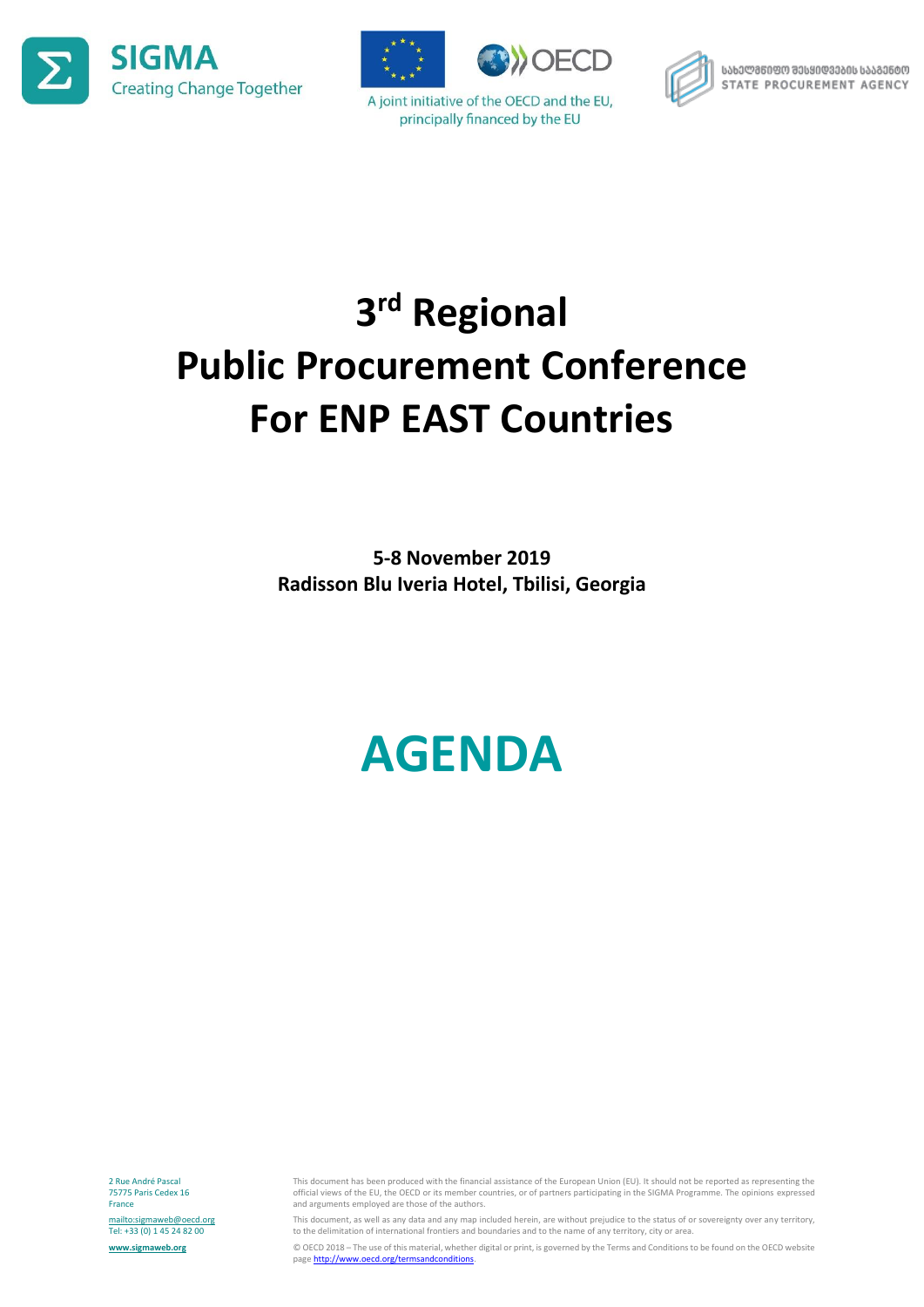SIGMA
Creating Change Together

A joint initiative of the OECD and the EU, principally financed by the EU

სახელმწიფო შესყიდვების სააგენტო
STATE PROCUREMENT AGENCY

# 3rd Regional Public Procurement Conference For ENP EAST Countries

**5-8 November 2019**
**Radisson Blu Iveria Hotel, Tbilisi, Georgia**

# AGENDA

2 Rue André Pascal
75775 Paris Cedex 16
France
mailto:sigmaweb@oecd.org
Tel: +33 (0) 1 45 24 82 00
www.sigmaweb.org

This document has been produced with the financial assistance of the European Union (EU). It should not be reported as representing the official views of the EU, the OECD or its member countries, or of partners participating in the SIGMA Programme. The opinions expressed and arguments employed are those of the authors.

This document, as well as any data and any map included herein, are without prejudice to the status of or sovereignty over any territory, to the delimitation of international frontiers and boundaries and to the name of any territory, city or area.

© OECD 2018 – The use of this material, whether digital or print, is governed by the Terms and Conditions to be found on the OECD website page http://www.oecd.org/termsandconditions.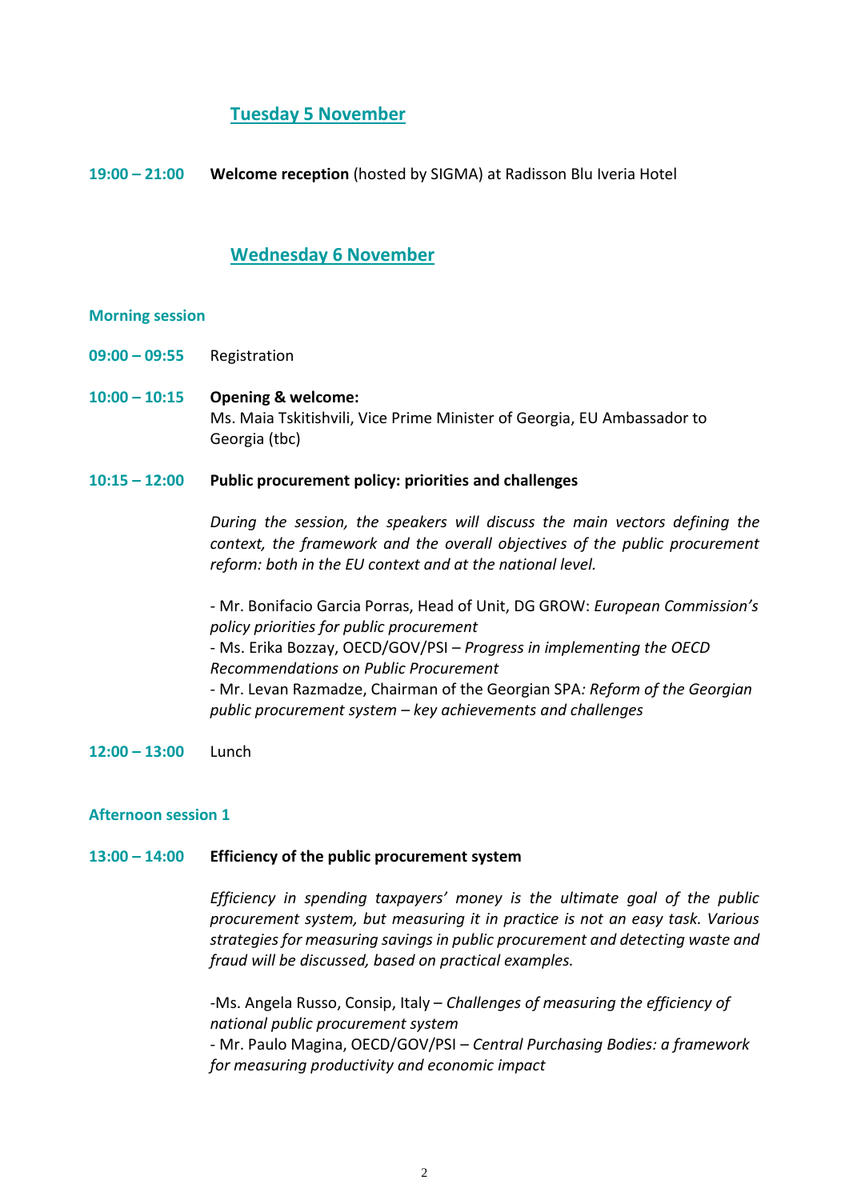## Tuesday 5 November

**19:00 – 21:00** **Welcome reception** (hosted by SIGMA) at Radisson Blu Iveria Hotel

## Wednesday 6 November

### Morning session

**09:00 – 09:55** Registration

**10:00 – 10:15** **Opening & welcome:**
Ms. Maia Tskitishvili, Vice Prime Minister of Georgia, EU Ambassador to Georgia (tbc)

**10:15 – 12:00** **Public procurement policy: priorities and challenges**

*During the session, the speakers will discuss the main vectors defining the context, the framework and the overall objectives of the public procurement reform: both in the EU context and at the national level.*

- Mr. Bonifacio Garcia Porras, Head of Unit, DG GROW: *European Commission's policy priorities for public procurement*
- Ms. Erika Bozzay, OECD/GOV/PSI – *Progress in implementing the OECD Recommendations on Public Procurement*
- Mr. Levan Razmadze, Chairman of the Georgian SPA*: Reform of the Georgian public procurement system – key achievements and challenges*

**12:00 – 13:00** Lunch

### Afternoon session 1

**13:00 – 14:00** **Efficiency of the public procurement system**

*Efficiency in spending taxpayers' money is the ultimate goal of the public procurement system, but measuring it in practice is not an easy task. Various strategies for measuring savings in public procurement and detecting waste and fraud will be discussed, based on practical examples.*

-Ms. Angela Russo, Consip, Italy – *Challenges of measuring the efficiency of national public procurement system*
- Mr. Paulo Magina, OECD/GOV/PSI – *Central Purchasing Bodies: a framework for measuring productivity and economic impact*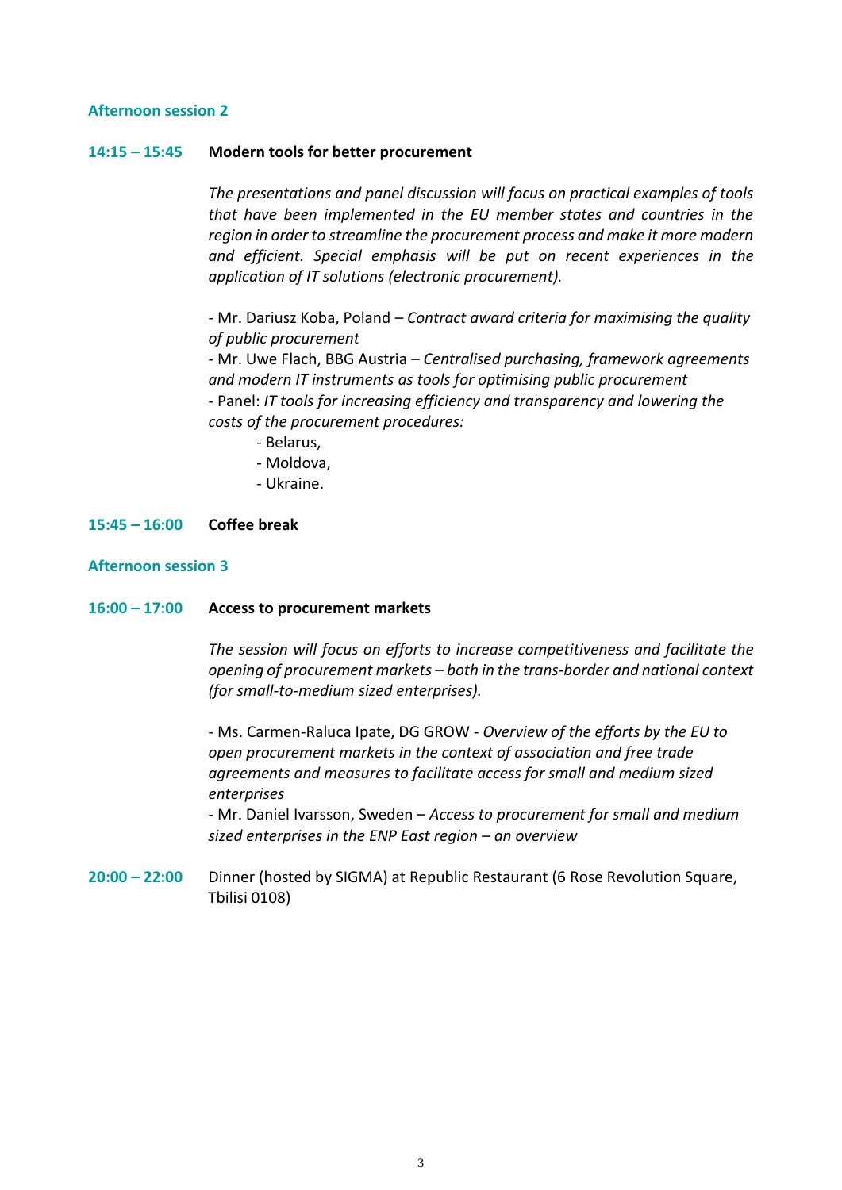### Afternoon session 2

**14:15 – 15:45** **Modern tools for better procurement**

*The presentations and panel discussion will focus on practical examples of tools that have been implemented in the EU member states and countries in the region in order to streamline the procurement process and make it more modern and efficient. Special emphasis will be put on recent experiences in the application of IT solutions (electronic procurement).*

- Mr. Dariusz Koba, Poland – *Contract award criteria for maximising the quality of public procurement*
- Mr. Uwe Flach, BBG Austria – *Centralised purchasing, framework agreements and modern IT instruments as tools for optimising public procurement*
- Panel: *IT tools for increasing efficiency and transparency and lowering the costs of the procurement procedures:*
    - Belarus,
    - Moldova,
    - Ukraine.

**15:45 – 16:00** **Coffee break**

### Afternoon session 3

**16:00 – 17:00** **Access to procurement markets**

*The session will focus on efforts to increase competitiveness and facilitate the opening of procurement markets – both in the trans-border and national context (for small-to-medium sized enterprises).*

- Ms. Carmen-Raluca Ipate, DG GROW - *Overview of the efforts by the EU to open procurement markets in the context of association and free trade agreements and measures to facilitate access for small and medium sized enterprises*
- Mr. Daniel Ivarsson, Sweden – *Access to procurement for small and medium sized enterprises in the ENP East region – an overview*

**20:00 – 22:00** Dinner (hosted by SIGMA) at Republic Restaurant (6 Rose Revolution Square, Tbilisi 0108)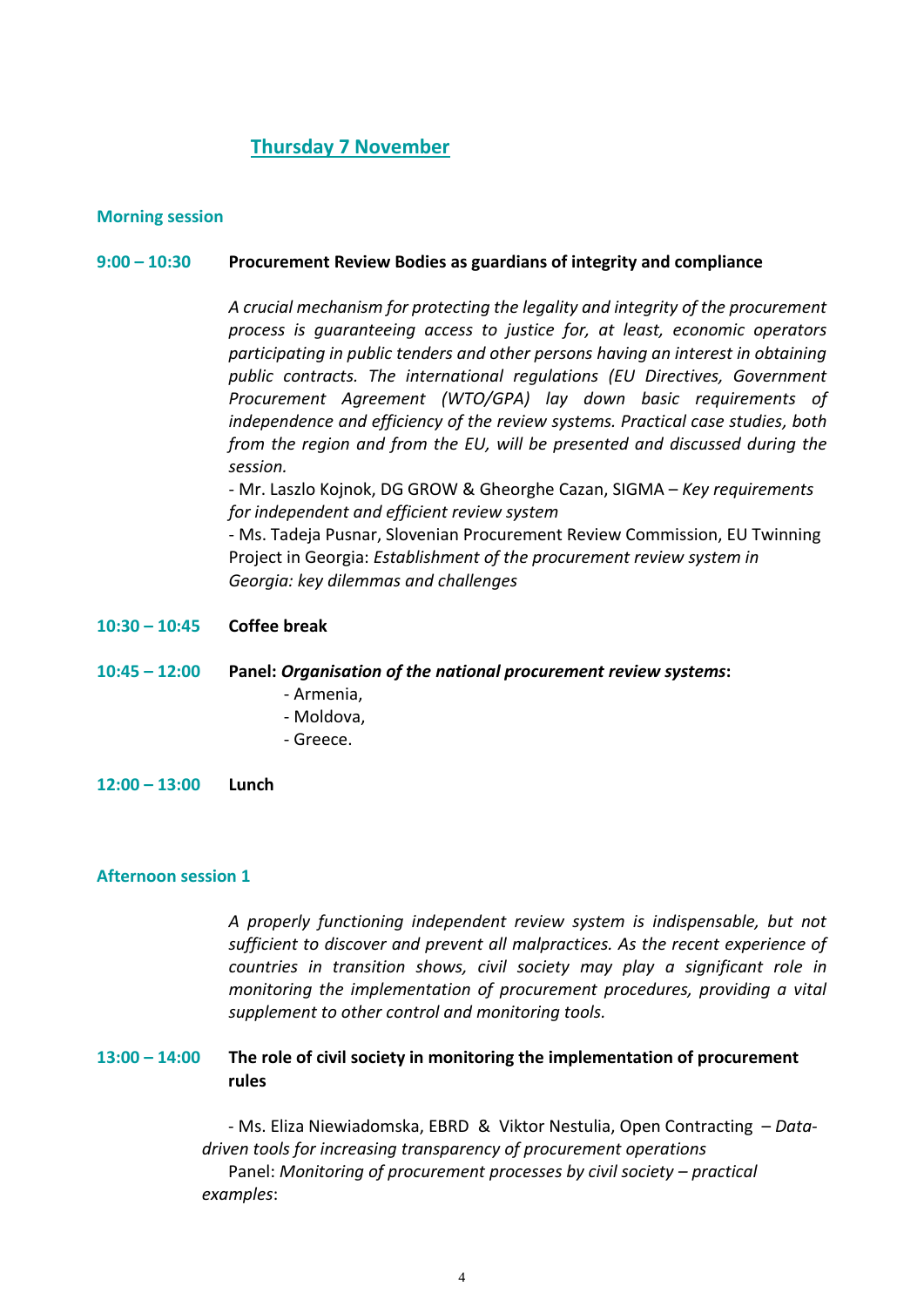## Thursday 7 November

### Morning session

**9:00 – 10:30** **Procurement Review Bodies as guardians of integrity and compliance**

*A crucial mechanism for protecting the legality and integrity of the procurement process is guaranteeing access to justice for, at least, economic operators participating in public tenders and other persons having an interest in obtaining public contracts. The international regulations (EU Directives, Government Procurement Agreement (WTO/GPA) lay down basic requirements of independence and efficiency of the review systems. Practical case studies, both from the region and from the EU, will be presented and discussed during the session.*

- Mr. Laszlo Kojnok, DG GROW & Gheorghe Cazan, SIGMA – *Key requirements for independent and efficient review system*
- Ms. Tadeja Pusnar, Slovenian Procurement Review Commission, EU Twinning Project in Georgia: *Establishment of the procurement review system in Georgia: key dilemmas and challenges*

**10:30 – 10:45** **Coffee break**

**10:45 – 12:00** **Panel: *Organisation of the national procurement review systems*:**

- Armenia,
- Moldova,
- Greece.

**12:00 – 13:00** **Lunch**

### Afternoon session 1

*A properly functioning independent review system is indispensable, but not sufficient to discover and prevent all malpractices. As the recent experience of countries in transition shows, civil society may play a significant role in monitoring the implementation of procurement procedures, providing a vital supplement to other control and monitoring tools.*

**13:00 – 14:00** **The role of civil society in monitoring the implementation of procurement rules**

- Ms. Eliza Niewiadomska, EBRD & Viktor Nestulia, Open Contracting – *Data-driven tools for increasing transparency of procurement operations*

Panel: *Monitoring of procurement processes by civil society – practical examples*: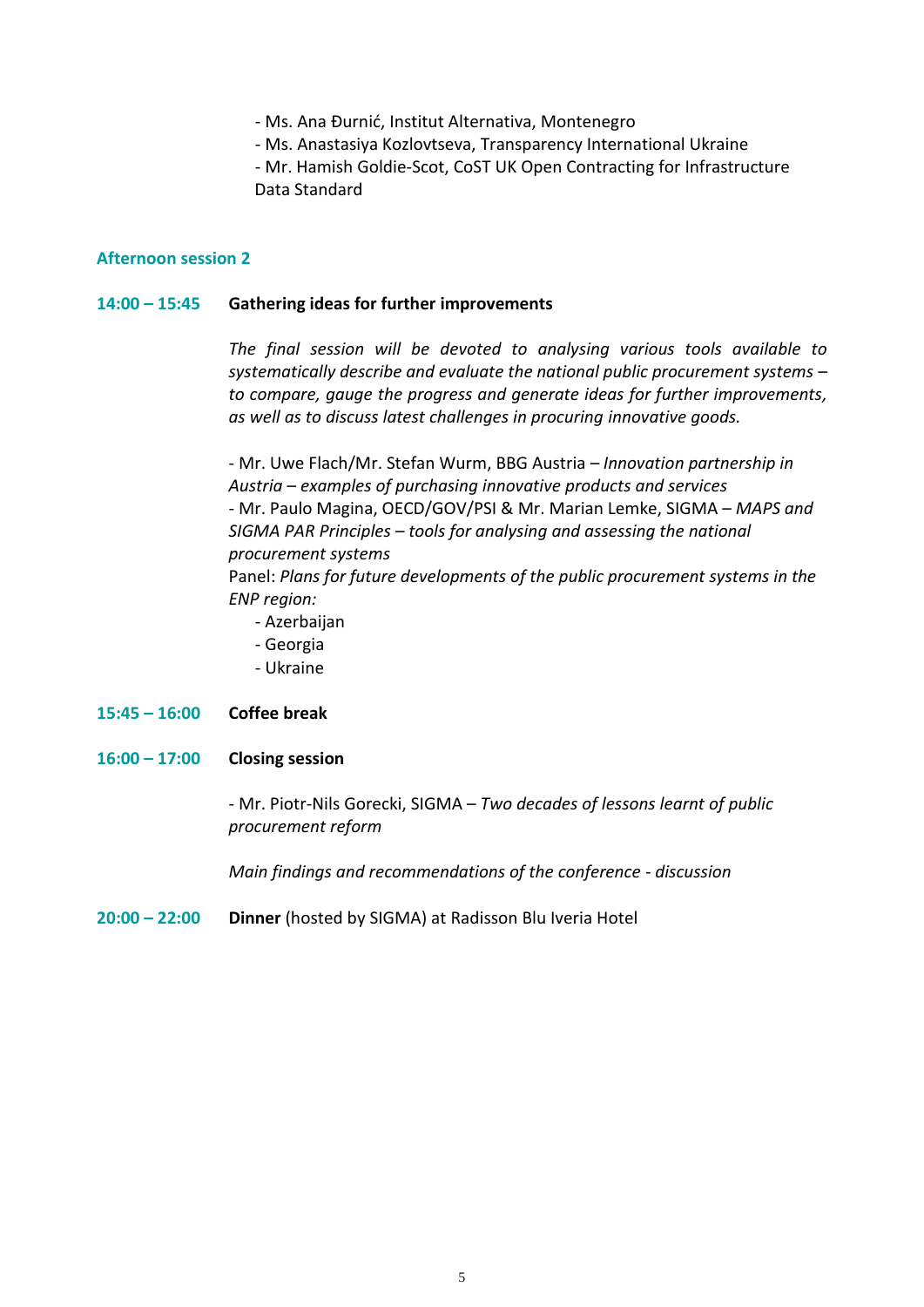- Ms. Ana Đurnić, Institut Alternativa, Montenegro
- Ms. Anastasiya Kozlovtseva, Transparency International Ukraine
- Mr. Hamish Goldie-Scot, CoST UK Open Contracting for Infrastructure Data Standard

### Afternoon session 2

**14:00 – 15:45** **Gathering ideas for further improvements**

*The final session will be devoted to analysing various tools available to systematically describe and evaluate the national public procurement systems – to compare, gauge the progress and generate ideas for further improvements, as well as to discuss latest challenges in procuring innovative goods.*

- Mr. Uwe Flach/Mr. Stefan Wurm, BBG Austria – *Innovation partnership in Austria – examples of purchasing innovative products and services*
- Mr. Paulo Magina, OECD/GOV/PSI & Mr. Marian Lemke, SIGMA – *MAPS and SIGMA PAR Principles – tools for analysing and assessing the national procurement systems*

Panel: *Plans for future developments of the public procurement systems in the ENP region:*

- Azerbaijan
- Georgia
- Ukraine

**15:45 – 16:00** **Coffee break**

**16:00 – 17:00** **Closing session**

- Mr. Piotr-Nils Gorecki, SIGMA – *Two decades of lessons learnt of public procurement reform*

*Main findings and recommendations of the conference - discussion*

**20:00 – 22:00** **Dinner** (hosted by SIGMA) at Radisson Blu Iveria Hotel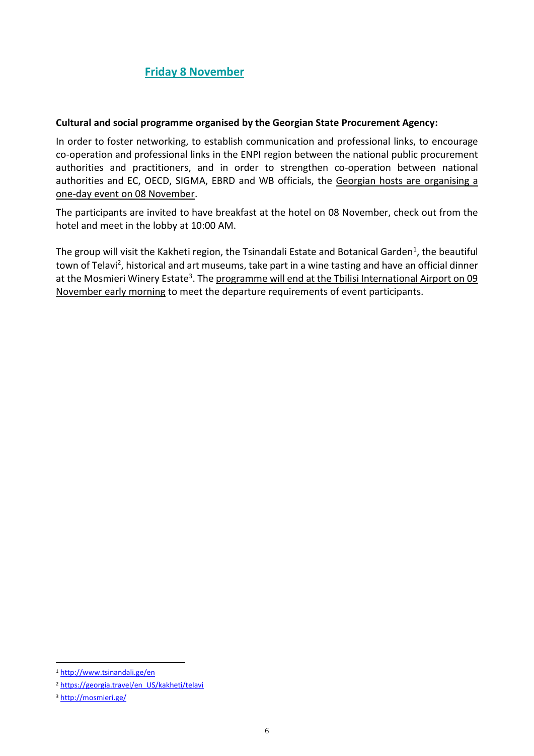## Friday 8 November

**Cultural and social programme organised by the Georgian State Procurement Agency:**

In order to foster networking, to establish communication and professional links, to encourage co-operation and professional links in the ENPI region between the national public procurement authorities and practitioners, and in order to strengthen co-operation between national authorities and EC, OECD, SIGMA, EBRD and WB officials, the Georgian hosts are organising a one-day event on 08 November.

The participants are invited to have breakfast at the hotel on 08 November, check out from the hotel and meet in the lobby at 10:00 AM.

The group will visit the Kakheti region, the Tsinandali Estate and Botanical Garden[1], the beautiful town of Telavi[2], historical and art museums, take part in a wine tasting and have an official dinner at the Mosmieri Winery Estate[3]. The programme will end at the Tbilisi International Airport on 09 November early morning to meet the departure requirements of event participants.

---

[1] http://www.tsinandali.ge/en

[2] https://georgia.travel/en_US/kakheti/telavi

[3] http://mosmieri.ge/